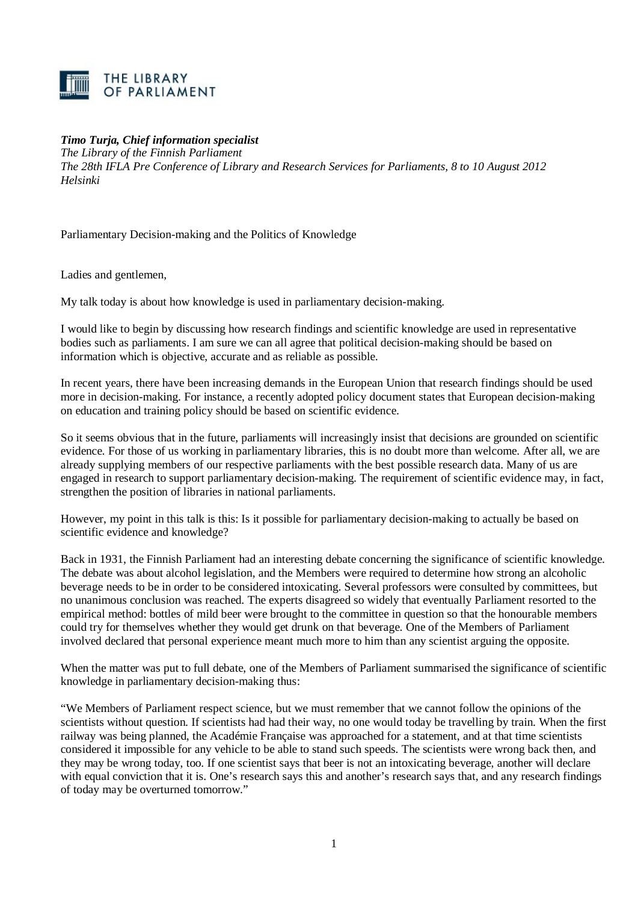THE LIBRARY OF PARLIAMENT

***Timo Turja, Chief information specialist***
*The Library of the Finnish Parliament*
*The 28th IFLA Pre Conference of Library and Research Services for Parliaments, 8 to 10 August 2012*
*Helsinki*

# Parliamentary Decision-making and the Politics of Knowledge

Ladies and gentlemen,

My talk today is about how knowledge is used in parliamentary decision-making.

I would like to begin by discussing how research findings and scientific knowledge are used in representative bodies such as parliaments. I am sure we can all agree that political decision-making should be based on information which is objective, accurate and as reliable as possible.

In recent years, there have been increasing demands in the European Union that research findings should be used more in decision-making. For instance, a recently adopted policy document states that European decision-making on education and training policy should be based on scientific evidence.

So it seems obvious that in the future, parliaments will increasingly insist that decisions are grounded on scientific evidence. For those of us working in parliamentary libraries, this is no doubt more than welcome. After all, we are already supplying members of our respective parliaments with the best possible research data. Many of us are engaged in research to support parliamentary decision-making. The requirement of scientific evidence may, in fact, strengthen the position of libraries in national parliaments.

However, my point in this talk is this: Is it possible for parliamentary decision-making to actually be based on scientific evidence and knowledge?

Back in 1931, the Finnish Parliament had an interesting debate concerning the significance of scientific knowledge. The debate was about alcohol legislation, and the Members were required to determine how strong an alcoholic beverage needs to be in order to be considered intoxicating. Several professors were consulted by committees, but no unanimous conclusion was reached. The experts disagreed so widely that eventually Parliament resorted to the empirical method: bottles of mild beer were brought to the committee in question so that the honourable members could try for themselves whether they would get drunk on that beverage. One of the Members of Parliament involved declared that personal experience meant much more to him than any scientist arguing the opposite.

When the matter was put to full debate, one of the Members of Parliament summarised the significance of scientific knowledge in parliamentary decision-making thus:

"We Members of Parliament respect science, but we must remember that we cannot follow the opinions of the scientists without question. If scientists had had their way, no one would today be travelling by train. When the first railway was being planned, the Académie Française was approached for a statement, and at that time scientists considered it impossible for any vehicle to be able to stand such speeds. The scientists were wrong back then, and they may be wrong today, too. If one scientist says that beer is not an intoxicating beverage, another will declare with equal conviction that it is. One's research says this and another's research says that, and any research findings of today may be overturned tomorrow."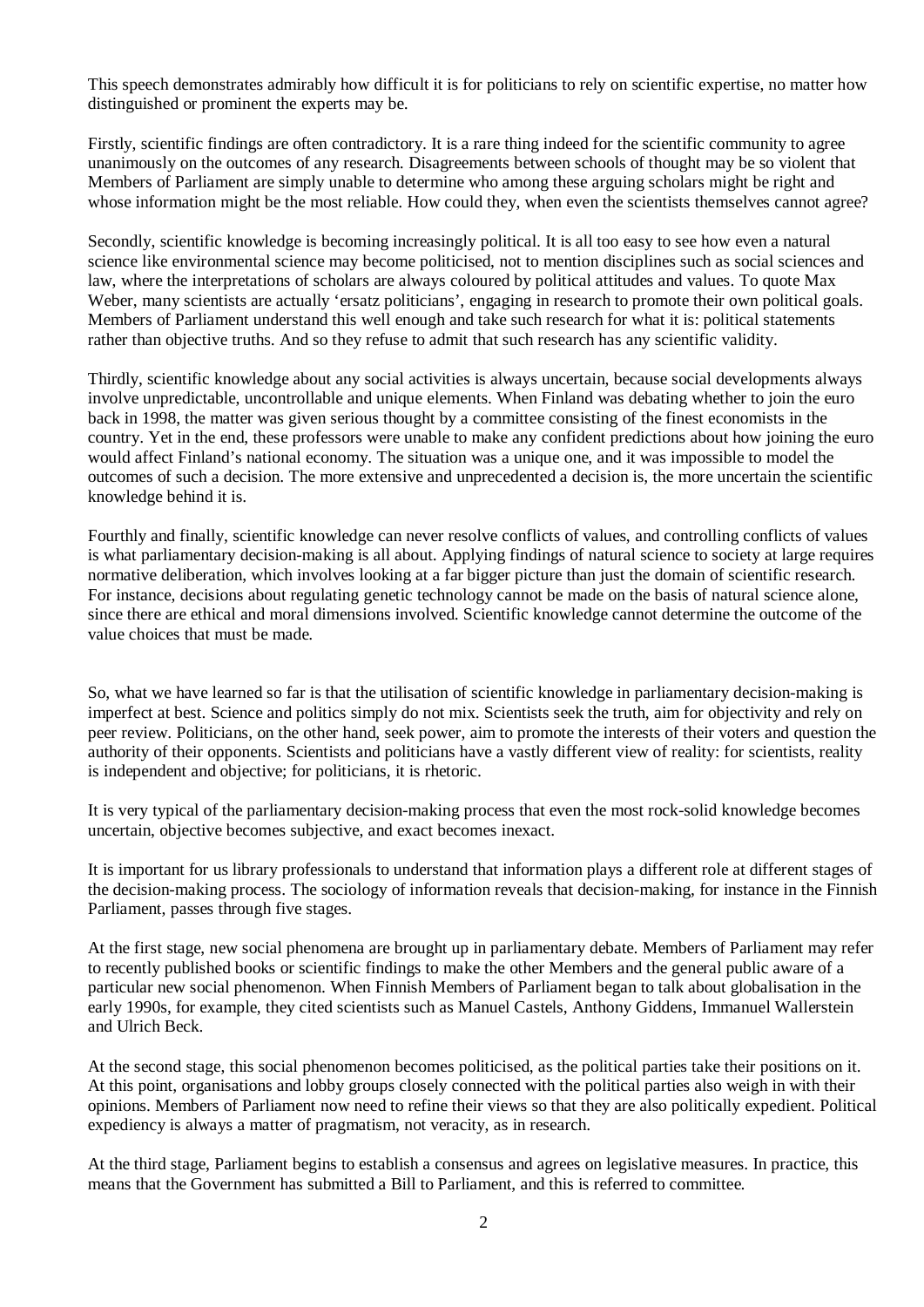This speech demonstrates admirably how difficult it is for politicians to rely on scientific expertise, no matter how distinguished or prominent the experts may be.

Firstly, scientific findings are often contradictory. It is a rare thing indeed for the scientific community to agree unanimously on the outcomes of any research. Disagreements between schools of thought may be so violent that Members of Parliament are simply unable to determine who among these arguing scholars might be right and whose information might be the most reliable. How could they, when even the scientists themselves cannot agree?

Secondly, scientific knowledge is becoming increasingly political. It is all too easy to see how even a natural science like environmental science may become politicised, not to mention disciplines such as social sciences and law, where the interpretations of scholars are always coloured by political attitudes and values. To quote Max Weber, many scientists are actually 'ersatz politicians', engaging in research to promote their own political goals. Members of Parliament understand this well enough and take such research for what it is: political statements rather than objective truths. And so they refuse to admit that such research has any scientific validity.

Thirdly, scientific knowledge about any social activities is always uncertain, because social developments always involve unpredictable, uncontrollable and unique elements. When Finland was debating whether to join the euro back in 1998, the matter was given serious thought by a committee consisting of the finest economists in the country. Yet in the end, these professors were unable to make any confident predictions about how joining the euro would affect Finland's national economy. The situation was a unique one, and it was impossible to model the outcomes of such a decision. The more extensive and unprecedented a decision is, the more uncertain the scientific knowledge behind it is.

Fourthly and finally, scientific knowledge can never resolve conflicts of values, and controlling conflicts of values is what parliamentary decision-making is all about. Applying findings of natural science to society at large requires normative deliberation, which involves looking at a far bigger picture than just the domain of scientific research. For instance, decisions about regulating genetic technology cannot be made on the basis of natural science alone, since there are ethical and moral dimensions involved. Scientific knowledge cannot determine the outcome of the value choices that must be made.

So, what we have learned so far is that the utilisation of scientific knowledge in parliamentary decision-making is imperfect at best. Science and politics simply do not mix. Scientists seek the truth, aim for objectivity and rely on peer review. Politicians, on the other hand, seek power, aim to promote the interests of their voters and question the authority of their opponents. Scientists and politicians have a vastly different view of reality: for scientists, reality is independent and objective; for politicians, it is rhetoric.

It is very typical of the parliamentary decision-making process that even the most rock-solid knowledge becomes uncertain, objective becomes subjective, and exact becomes inexact.

It is important for us library professionals to understand that information plays a different role at different stages of the decision-making process. The sociology of information reveals that decision-making, for instance in the Finnish Parliament, passes through five stages.

At the first stage, new social phenomena are brought up in parliamentary debate. Members of Parliament may refer to recently published books or scientific findings to make the other Members and the general public aware of a particular new social phenomenon. When Finnish Members of Parliament began to talk about globalisation in the early 1990s, for example, they cited scientists such as Manuel Castels, Anthony Giddens, Immanuel Wallerstein and Ulrich Beck.

At the second stage, this social phenomenon becomes politicised, as the political parties take their positions on it. At this point, organisations and lobby groups closely connected with the political parties also weigh in with their opinions. Members of Parliament now need to refine their views so that they are also politically expedient. Political expediency is always a matter of pragmatism, not veracity, as in research.

At the third stage, Parliament begins to establish a consensus and agrees on legislative measures. In practice, this means that the Government has submitted a Bill to Parliament, and this is referred to committee.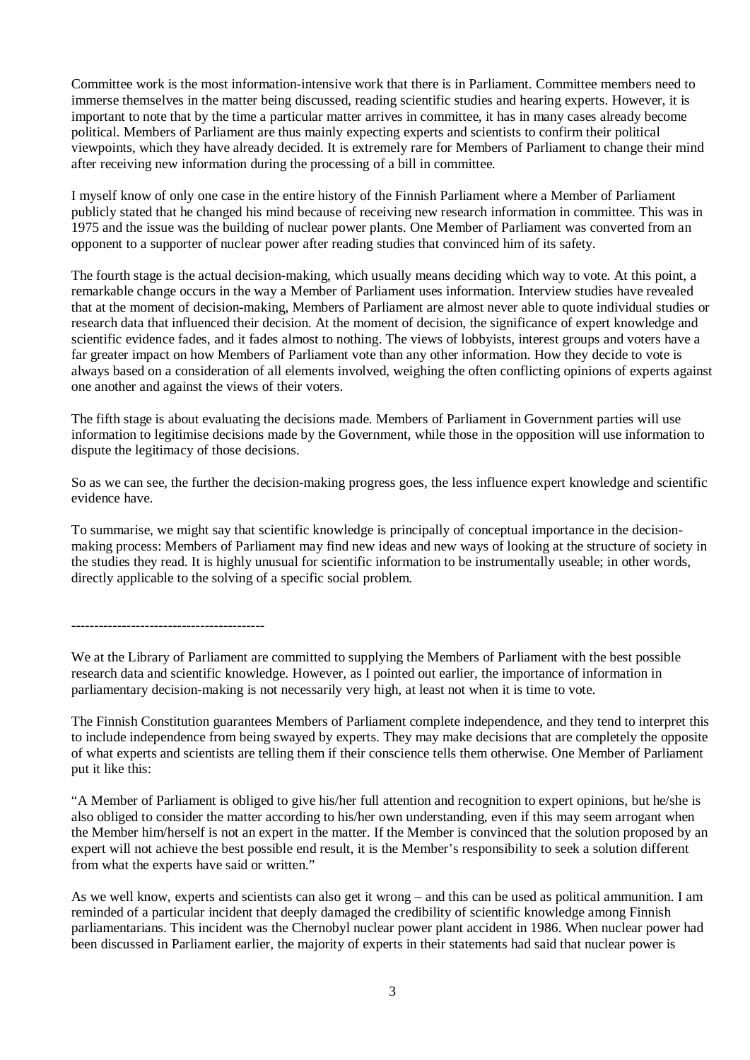Committee work is the most information-intensive work that there is in Parliament. Committee members need to immerse themselves in the matter being discussed, reading scientific studies and hearing experts. However, it is important to note that by the time a particular matter arrives in committee, it has in many cases already become political. Members of Parliament are thus mainly expecting experts and scientists to confirm their political viewpoints, which they have already decided. It is extremely rare for Members of Parliament to change their mind after receiving new information during the processing of a bill in committee.

I myself know of only one case in the entire history of the Finnish Parliament where a Member of Parliament publicly stated that he changed his mind because of receiving new research information in committee. This was in 1975 and the issue was the building of nuclear power plants. One Member of Parliament was converted from an opponent to a supporter of nuclear power after reading studies that convinced him of its safety.

The fourth stage is the actual decision-making, which usually means deciding which way to vote. At this point, a remarkable change occurs in the way a Member of Parliament uses information. Interview studies have revealed that at the moment of decision-making, Members of Parliament are almost never able to quote individual studies or research data that influenced their decision. At the moment of decision, the significance of expert knowledge and scientific evidence fades, and it fades almost to nothing. The views of lobbyists, interest groups and voters have a far greater impact on how Members of Parliament vote than any other information. How they decide to vote is always based on a consideration of all elements involved, weighing the often conflicting opinions of experts against one another and against the views of their voters.

The fifth stage is about evaluating the decisions made. Members of Parliament in Government parties will use information to legitimise decisions made by the Government, while those in the opposition will use information to dispute the legitimacy of those decisions.

So as we can see, the further the decision-making progress goes, the less influence expert knowledge and scientific evidence have.

To summarise, we might say that scientific knowledge is principally of conceptual importance in the decision-making process: Members of Parliament may find new ideas and new ways of looking at the structure of society in the studies they read. It is highly unusual for scientific information to be instrumentally useable; in other words, directly applicable to the solving of a specific social problem.

------------------------------------------

We at the Library of Parliament are committed to supplying the Members of Parliament with the best possible research data and scientific knowledge. However, as I pointed out earlier, the importance of information in parliamentary decision-making is not necessarily very high, at least not when it is time to vote.

The Finnish Constitution guarantees Members of Parliament complete independence, and they tend to interpret this to include independence from being swayed by experts. They may make decisions that are completely the opposite of what experts and scientists are telling them if their conscience tells them otherwise. One Member of Parliament put it like this:

"A Member of Parliament is obliged to give his/her full attention and recognition to expert opinions, but he/she is also obliged to consider the matter according to his/her own understanding, even if this may seem arrogant when the Member him/herself is not an expert in the matter. If the Member is convinced that the solution proposed by an expert will not achieve the best possible end result, it is the Member's responsibility to seek a solution different from what the experts have said or written."

As we well know, experts and scientists can also get it wrong – and this can be used as political ammunition. I am reminded of a particular incident that deeply damaged the credibility of scientific knowledge among Finnish parliamentarians. This incident was the Chernobyl nuclear power plant accident in 1986. When nuclear power had been discussed in Parliament earlier, the majority of experts in their statements had said that nuclear power is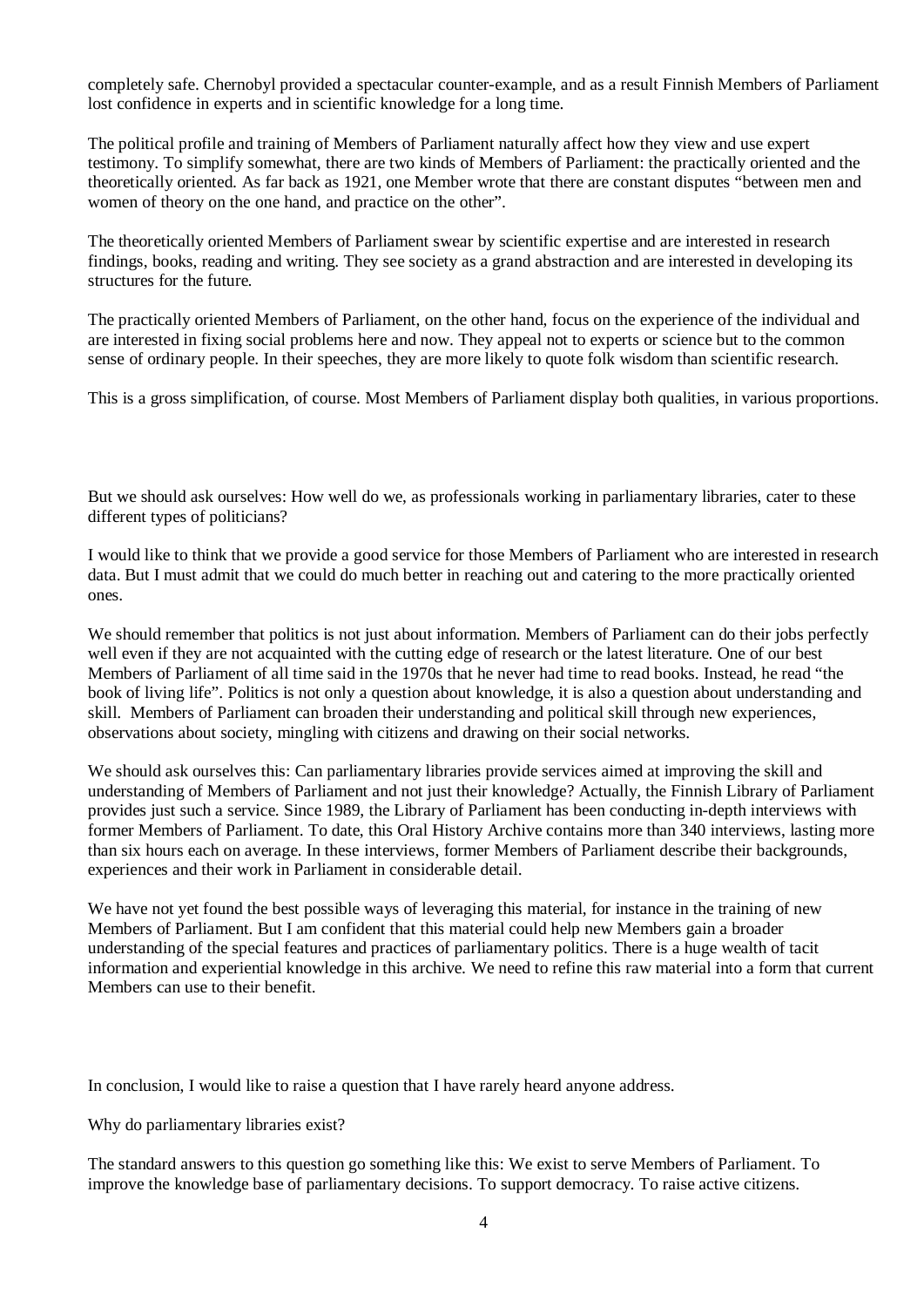completely safe. Chernobyl provided a spectacular counter-example, and as a result Finnish Members of Parliament lost confidence in experts and in scientific knowledge for a long time.

The political profile and training of Members of Parliament naturally affect how they view and use expert testimony. To simplify somewhat, there are two kinds of Members of Parliament: the practically oriented and the theoretically oriented. As far back as 1921, one Member wrote that there are constant disputes "between men and women of theory on the one hand, and practice on the other".

The theoretically oriented Members of Parliament swear by scientific expertise and are interested in research findings, books, reading and writing. They see society as a grand abstraction and are interested in developing its structures for the future.

The practically oriented Members of Parliament, on the other hand, focus on the experience of the individual and are interested in fixing social problems here and now. They appeal not to experts or science but to the common sense of ordinary people. In their speeches, they are more likely to quote folk wisdom than scientific research.

This is a gross simplification, of course. Most Members of Parliament display both qualities, in various proportions.

But we should ask ourselves: How well do we, as professionals working in parliamentary libraries, cater to these different types of politicians?

I would like to think that we provide a good service for those Members of Parliament who are interested in research data. But I must admit that we could do much better in reaching out and catering to the more practically oriented ones.

We should remember that politics is not just about information. Members of Parliament can do their jobs perfectly well even if they are not acquainted with the cutting edge of research or the latest literature. One of our best Members of Parliament of all time said in the 1970s that he never had time to read books. Instead, he read "the book of living life". Politics is not only a question about knowledge, it is also a question about understanding and skill. Members of Parliament can broaden their understanding and political skill through new experiences, observations about society, mingling with citizens and drawing on their social networks.

We should ask ourselves this: Can parliamentary libraries provide services aimed at improving the skill and understanding of Members of Parliament and not just their knowledge? Actually, the Finnish Library of Parliament provides just such a service. Since 1989, the Library of Parliament has been conducting in-depth interviews with former Members of Parliament. To date, this Oral History Archive contains more than 340 interviews, lasting more than six hours each on average. In these interviews, former Members of Parliament describe their backgrounds, experiences and their work in Parliament in considerable detail.

We have not yet found the best possible ways of leveraging this material, for instance in the training of new Members of Parliament. But I am confident that this material could help new Members gain a broader understanding of the special features and practices of parliamentary politics. There is a huge wealth of tacit information and experiential knowledge in this archive. We need to refine this raw material into a form that current Members can use to their benefit.

In conclusion, I would like to raise a question that I have rarely heard anyone address.

Why do parliamentary libraries exist?

The standard answers to this question go something like this: We exist to serve Members of Parliament. To improve the knowledge base of parliamentary decisions. To support democracy. To raise active citizens.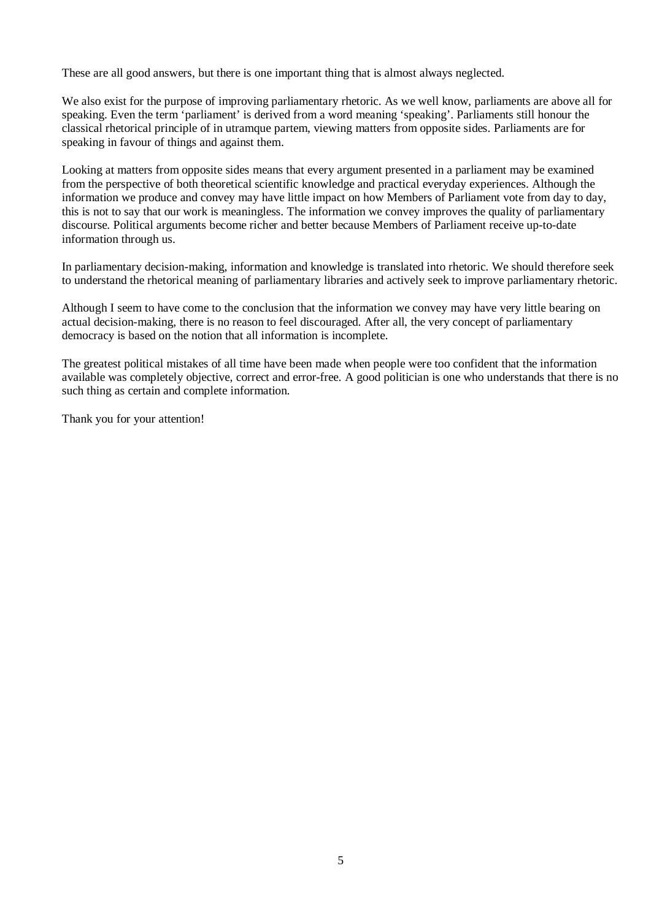These are all good answers, but there is one important thing that is almost always neglected.

We also exist for the purpose of improving parliamentary rhetoric. As we well know, parliaments are above all for speaking. Even the term 'parliament' is derived from a word meaning 'speaking'. Parliaments still honour the classical rhetorical principle of in utramque partem, viewing matters from opposite sides. Parliaments are for speaking in favour of things and against them.

Looking at matters from opposite sides means that every argument presented in a parliament may be examined from the perspective of both theoretical scientific knowledge and practical everyday experiences. Although the information we produce and convey may have little impact on how Members of Parliament vote from day to day, this is not to say that our work is meaningless. The information we convey improves the quality of parliamentary discourse. Political arguments become richer and better because Members of Parliament receive up-to-date information through us.

In parliamentary decision-making, information and knowledge is translated into rhetoric. We should therefore seek to understand the rhetorical meaning of parliamentary libraries and actively seek to improve parliamentary rhetoric.

Although I seem to have come to the conclusion that the information we convey may have very little bearing on actual decision-making, there is no reason to feel discouraged. After all, the very concept of parliamentary democracy is based on the notion that all information is incomplete.

The greatest political mistakes of all time have been made when people were too confident that the information available was completely objective, correct and error-free. A good politician is one who understands that there is no such thing as certain and complete information.

Thank you for your attention!